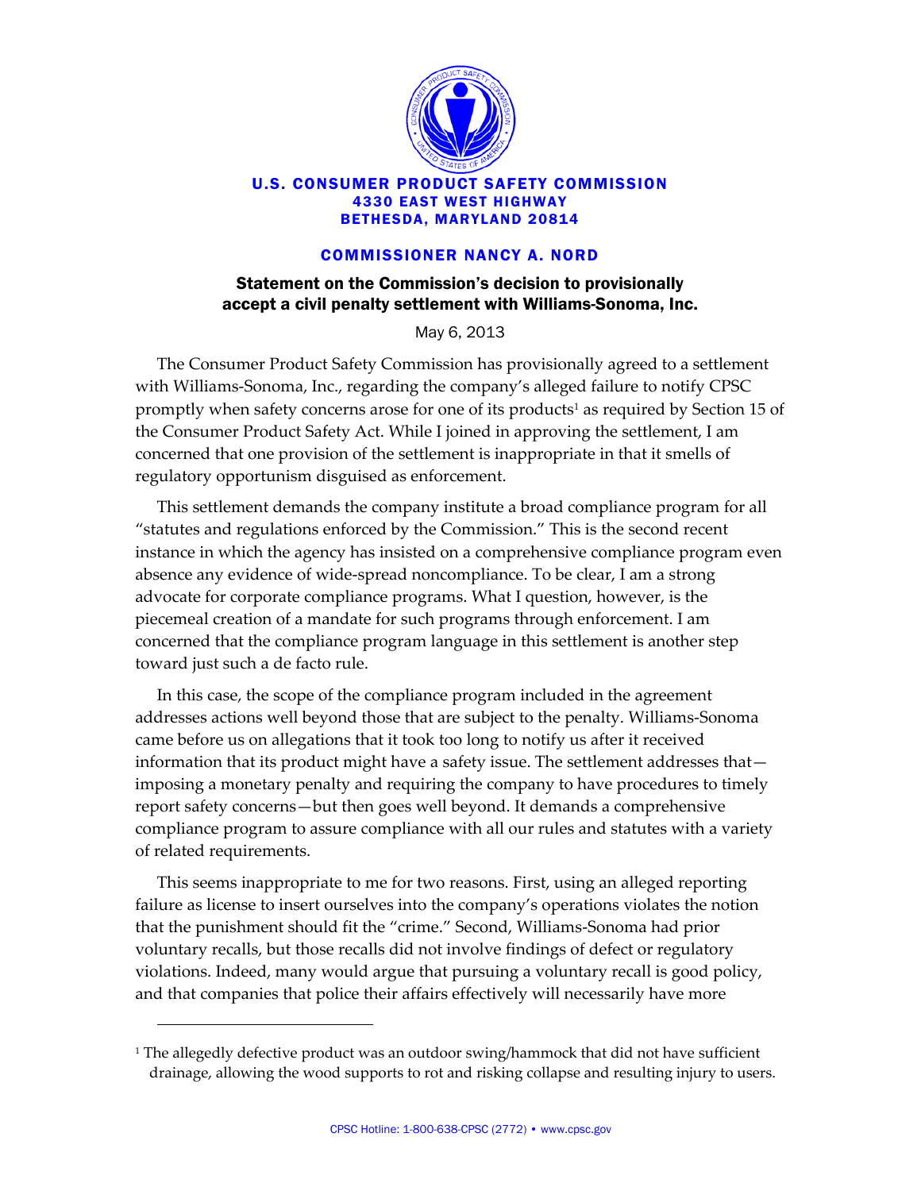U.S. CONSUMER PRODUCT SAFETY COMMISSION
4330 EAST WEST HIGHWAY
BETHESDA, MARYLAND 20814

## COMMISSIONER NANCY A. NORD

### Statement on the Commission's decision to provisionally accept a civil penalty settlement with Williams-Sonoma, Inc.

May 6, 2013

The Consumer Product Safety Commission has provisionally agreed to a settlement with Williams-Sonoma, Inc., regarding the company's alleged failure to notify CPSC promptly when safety concerns arose for one of its products[1] as required by Section 15 of the Consumer Product Safety Act. While I joined in approving the settlement, I am concerned that one provision of the settlement is inappropriate in that it smells of regulatory opportunism disguised as enforcement.

This settlement demands the company institute a broad compliance program for all "statutes and regulations enforced by the Commission." This is the second recent instance in which the agency has insisted on a comprehensive compliance program even absence any evidence of wide-spread noncompliance. To be clear, I am a strong advocate for corporate compliance programs. What I question, however, is the piecemeal creation of a mandate for such programs through enforcement. I am concerned that the compliance program language in this settlement is another step toward just such a de facto rule.

In this case, the scope of the compliance program included in the agreement addresses actions well beyond those that are subject to the penalty. Williams-Sonoma came before us on allegations that it took too long to notify us after it received information that its product might have a safety issue. The settlement addresses that—imposing a monetary penalty and requiring the company to have procedures to timely report safety concerns—but then goes well beyond. It demands a comprehensive compliance program to assure compliance with all our rules and statutes with a variety of related requirements.

This seems inappropriate to me for two reasons. First, using an alleged reporting failure as license to insert ourselves into the company's operations violates the notion that the punishment should fit the "crime." Second, Williams-Sonoma had prior voluntary recalls, but those recalls did not involve findings of defect or regulatory violations. Indeed, many would argue that pursuing a voluntary recall is good policy, and that companies that police their affairs effectively will necessarily have more

---

[1] The allegedly defective product was an outdoor swing/hammock that did not have sufficient drainage, allowing the wood supports to rot and risking collapse and resulting injury to users.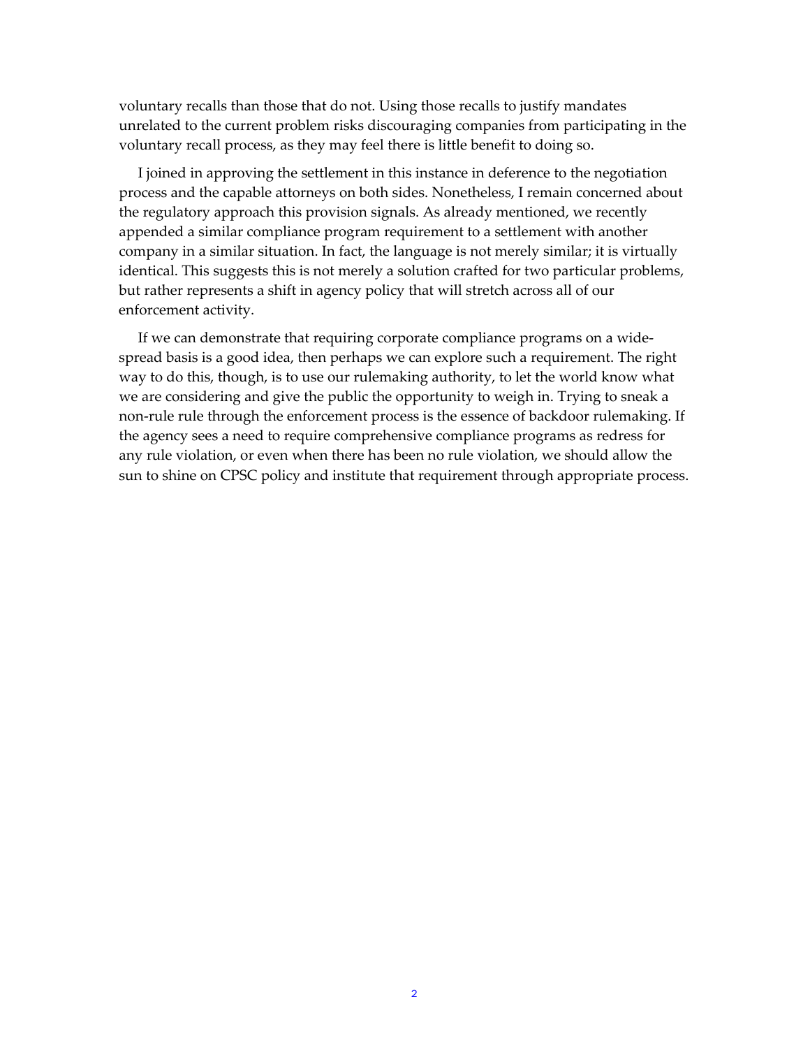voluntary recalls than those that do not. Using those recalls to justify mandates unrelated to the current problem risks discouraging companies from participating in the voluntary recall process, as they may feel there is little benefit to doing so.

I joined in approving the settlement in this instance in deference to the negotiation process and the capable attorneys on both sides. Nonetheless, I remain concerned about the regulatory approach this provision signals. As already mentioned, we recently appended a similar compliance program requirement to a settlement with another company in a similar situation. In fact, the language is not merely similar; it is virtually identical. This suggests this is not merely a solution crafted for two particular problems, but rather represents a shift in agency policy that will stretch across all of our enforcement activity.

If we can demonstrate that requiring corporate compliance programs on a wide-spread basis is a good idea, then perhaps we can explore such a requirement. The right way to do this, though, is to use our rulemaking authority, to let the world know what we are considering and give the public the opportunity to weigh in. Trying to sneak a non-rule rule through the enforcement process is the essence of backdoor rulemaking. If the agency sees a need to require comprehensive compliance programs as redress for any rule violation, or even when there has been no rule violation, we should allow the sun to shine on CPSC policy and institute that requirement through appropriate process.